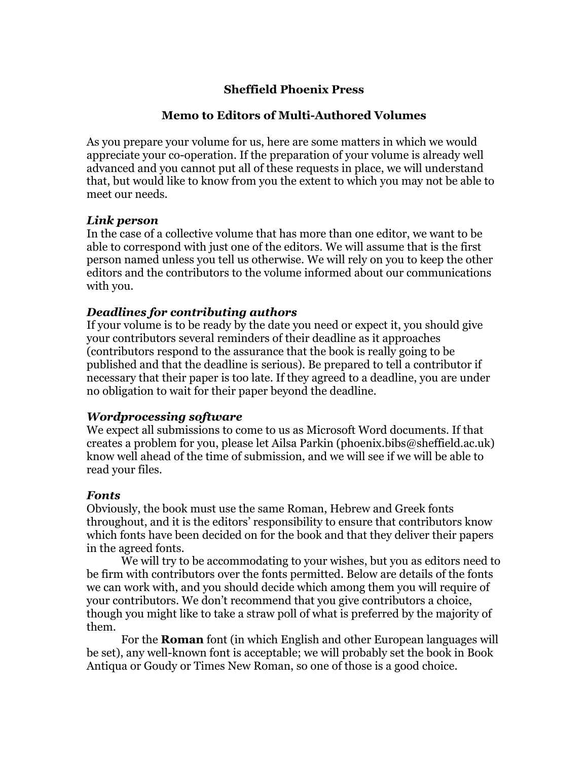# Sheffield Phoenix Press

## Memo to Editors of Multi-Authored Volumes

As you prepare your volume for us, here are some matters in which we would appreciate your co-operation. If the preparation of your volume is already well advanced and you cannot put all of these requests in place, we will understand that, but would like to know from you the extent to which you may not be able to meet our needs.

### *Link person*

In the case of a collective volume that has more than one editor, we want to be able to correspond with just one of the editors. We will assume that is the first person named unless you tell us otherwise. We will rely on you to keep the other editors and the contributors to the volume informed about our communications with you.

### *Deadlines for contributing authors*

If your volume is to be ready by the date you need or expect it, you should give your contributors several reminders of their deadline as it approaches (contributors respond to the assurance that the book is really going to be published and that the deadline is serious). Be prepared to tell a contributor if necessary that their paper is too late. If they agreed to a deadline, you are under no obligation to wait for their paper beyond the deadline.

### *Wordprocessing software*

We expect all submissions to come to us as Microsoft Word documents. If that creates a problem for you, please let Ailsa Parkin (phoenix.bibs@sheffield.ac.uk) know well ahead of the time of submission, and we will see if we will be able to read your files.

### *Fonts*

Obviously, the book must use the same Roman, Hebrew and Greek fonts throughout, and it is the editors' responsibility to ensure that contributors know which fonts have been decided on for the book and that they deliver their papers in the agreed fonts.

We will try to be accommodating to your wishes, but you as editors need to be firm with contributors over the fonts permitted. Below are details of the fonts we can work with, and you should decide which among them you will require of your contributors. We don't recommend that you give contributors a choice, though you might like to take a straw poll of what is preferred by the majority of them.

For the **Roman** font (in which English and other European languages will be set), any well-known font is acceptable; we will probably set the book in Book Antiqua or Goudy or Times New Roman, so one of those is a good choice.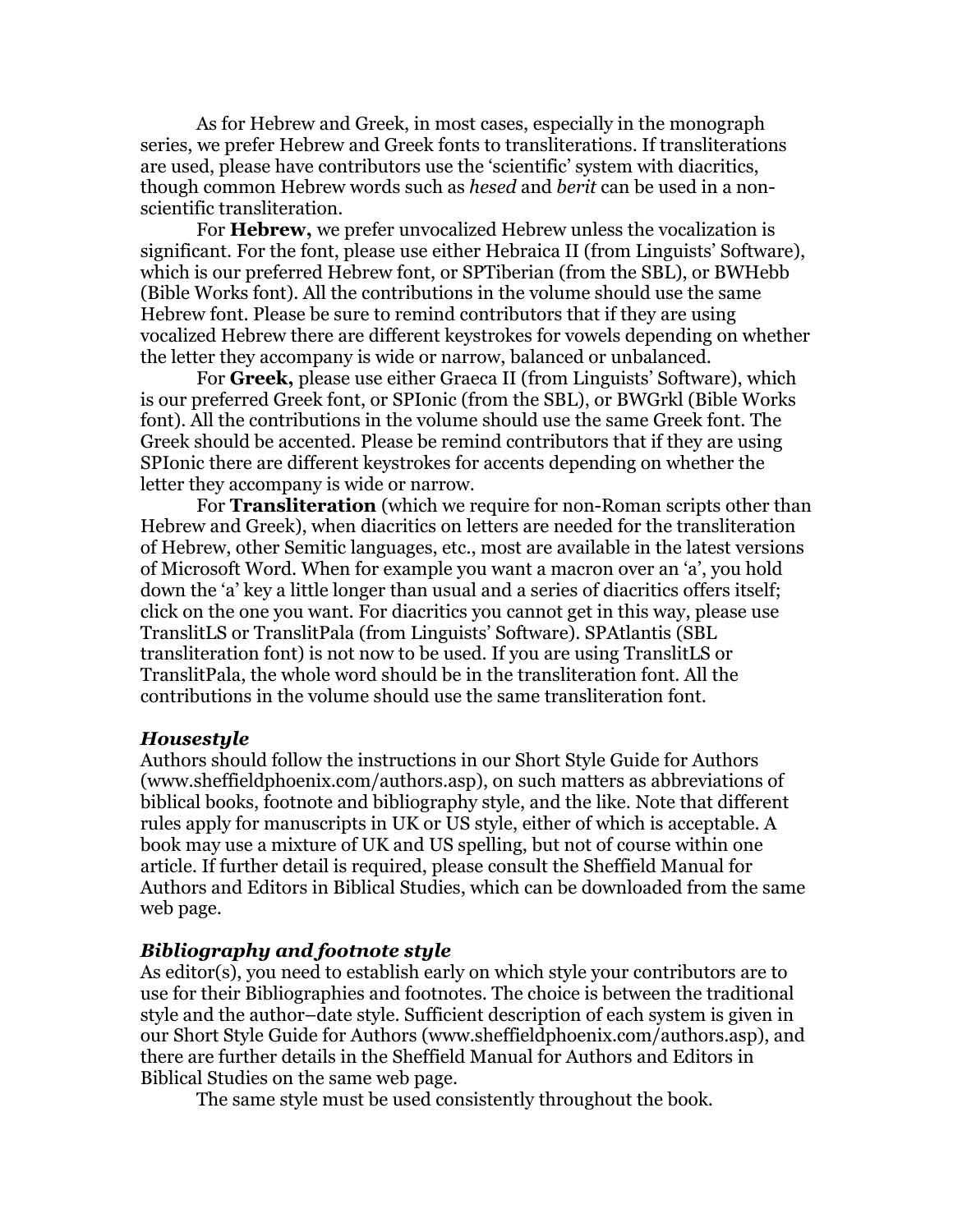As for Hebrew and Greek, in most cases, especially in the monograph series, we prefer Hebrew and Greek fonts to transliterations. If transliterations are used, please have contributors use the 'scientific' system with diacritics, though common Hebrew words such as *hesed* and *berit* can be used in a non-scientific transliteration.

For **Hebrew,** we prefer unvocalized Hebrew unless the vocalization is significant. For the font, please use either Hebraica II (from Linguists' Software), which is our preferred Hebrew font, or SPTiberian (from the SBL), or BWHebb (Bible Works font). All the contributions in the volume should use the same Hebrew font. Please be sure to remind contributors that if they are using vocalized Hebrew there are different keystrokes for vowels depending on whether the letter they accompany is wide or narrow, balanced or unbalanced.

For **Greek,** please use either Graeca II (from Linguists' Software), which is our preferred Greek font, or SPIonic (from the SBL), or BWGrkl (Bible Works font). All the contributions in the volume should use the same Greek font. The Greek should be accented. Please be remind contributors that if they are using SPIonic there are different keystrokes for accents depending on whether the letter they accompany is wide or narrow.

For **Transliteration** (which we require for non-Roman scripts other than Hebrew and Greek), when diacritics on letters are needed for the transliteration of Hebrew, other Semitic languages, etc., most are available in the latest versions of Microsoft Word. When for example you want a macron over an 'a', you hold down the 'a' key a little longer than usual and a series of diacritics offers itself; click on the one you want. For diacritics you cannot get in this way, please use TranslitLS or TranslitPala (from Linguists' Software). SPAtlantis (SBL transliteration font) is not now to be used. If you are using TranslitLS or TranslitPala, the whole word should be in the transliteration font. All the contributions in the volume should use the same transliteration font.

### *Housestyle*

Authors should follow the instructions in our Short Style Guide for Authors (www.sheffieldphoenix.com/authors.asp), on such matters as abbreviations of biblical books, footnote and bibliography style, and the like. Note that different rules apply for manuscripts in UK or US style, either of which is acceptable. A book may use a mixture of UK and US spelling, but not of course within one article. If further detail is required, please consult the Sheffield Manual for Authors and Editors in Biblical Studies, which can be downloaded from the same web page.

### *Bibliography and footnote style*

As editor(s), you need to establish early on which style your contributors are to use for their Bibliographies and footnotes. The choice is between the traditional style and the author–date style. Sufficient description of each system is given in our Short Style Guide for Authors (www.sheffieldphoenix.com/authors.asp), and there are further details in the Sheffield Manual for Authors and Editors in Biblical Studies on the same web page.

The same style must be used consistently throughout the book.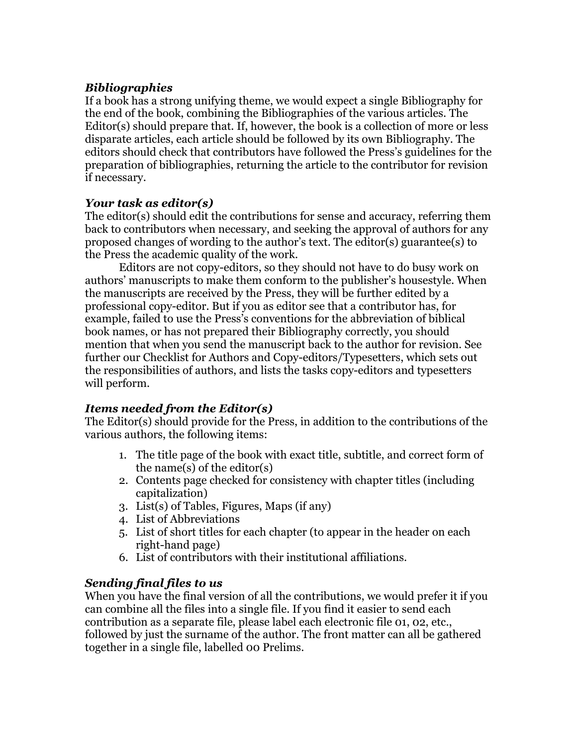### *Bibliographies*

If a book has a strong unifying theme, we would expect a single Bibliography for the end of the book, combining the Bibliographies of the various articles. The Editor(s) should prepare that. If, however, the book is a collection of more or less disparate articles, each article should be followed by its own Bibliography. The editors should check that contributors have followed the Press's guidelines for the preparation of bibliographies, returning the article to the contributor for revision if necessary.

### *Your task as editor(s)*

The editor(s) should edit the contributions for sense and accuracy, referring them back to contributors when necessary, and seeking the approval of authors for any proposed changes of wording to the author's text. The editor(s) guarantee(s) to the Press the academic quality of the work.

Editors are not copy-editors, so they should not have to do busy work on authors' manuscripts to make them conform to the publisher's housestyle. When the manuscripts are received by the Press, they will be further edited by a professional copy-editor. But if you as editor see that a contributor has, for example, failed to use the Press's conventions for the abbreviation of biblical book names, or has not prepared their Bibliography correctly, you should mention that when you send the manuscript back to the author for revision. See further our Checklist for Authors and Copy-editors/Typesetters, which sets out the responsibilities of authors, and lists the tasks copy-editors and typesetters will perform.

### *Items needed from the Editor(s)*

The Editor(s) should provide for the Press, in addition to the contributions of the various authors, the following items:

1. The title page of the book with exact title, subtitle, and correct form of the name(s) of the editor(s)
2. Contents page checked for consistency with chapter titles (including capitalization)
3. List(s) of Tables, Figures, Maps (if any)
4. List of Abbreviations
5. List of short titles for each chapter (to appear in the header on each right-hand page)
6. List of contributors with their institutional affiliations.

### *Sending final files to us*

When you have the final version of all the contributions, we would prefer it if you can combine all the files into a single file. If you find it easier to send each contribution as a separate file, please label each electronic file 01, 02, etc., followed by just the surname of the author. The front matter can all be gathered together in a single file, labelled 00 Prelims.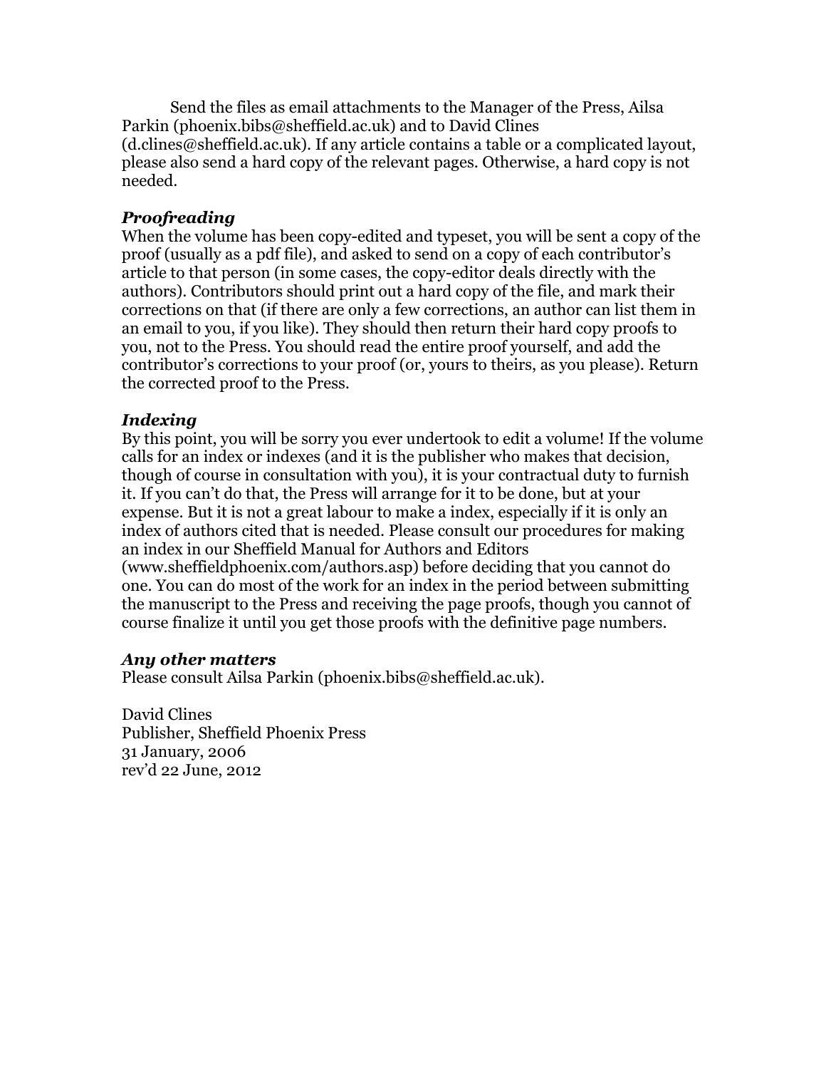Send the files as email attachments to the Manager of the Press, Ailsa Parkin (phoenix.bibs@sheffield.ac.uk) and to David Clines (d.clines@sheffield.ac.uk). If any article contains a table or a complicated layout, please also send a hard copy of the relevant pages. Otherwise, a hard copy is not needed.

### ***Proofreading***

When the volume has been copy-edited and typeset, you will be sent a copy of the proof (usually as a pdf file), and asked to send on a copy of each contributor's article to that person (in some cases, the copy-editor deals directly with the authors). Contributors should print out a hard copy of the file, and mark their corrections on that (if there are only a few corrections, an author can list them in an email to you, if you like). They should then return their hard copy proofs to you, not to the Press. You should read the entire proof yourself, and add the contributor's corrections to your proof (or, yours to theirs, as you please). Return the corrected proof to the Press.

### ***Indexing***

By this point, you will be sorry you ever undertook to edit a volume! If the volume calls for an index or indexes (and it is the publisher who makes that decision, though of course in consultation with you), it is your contractual duty to furnish it. If you can't do that, the Press will arrange for it to be done, but at your expense. But it is not a great labour to make a index, especially if it is only an index of authors cited that is needed. Please consult our procedures for making an index in our Sheffield Manual for Authors and Editors (www.sheffieldphoenix.com/authors.asp) before deciding that you cannot do one. You can do most of the work for an index in the period between submitting the manuscript to the Press and receiving the page proofs, though you cannot of course finalize it until you get those proofs with the definitive page numbers.

### ***Any other matters***

Please consult Ailsa Parkin (phoenix.bibs@sheffield.ac.uk).

David Clines  
Publisher, Sheffield Phoenix Press  
31 January, 2006  
rev'd 22 June, 2012